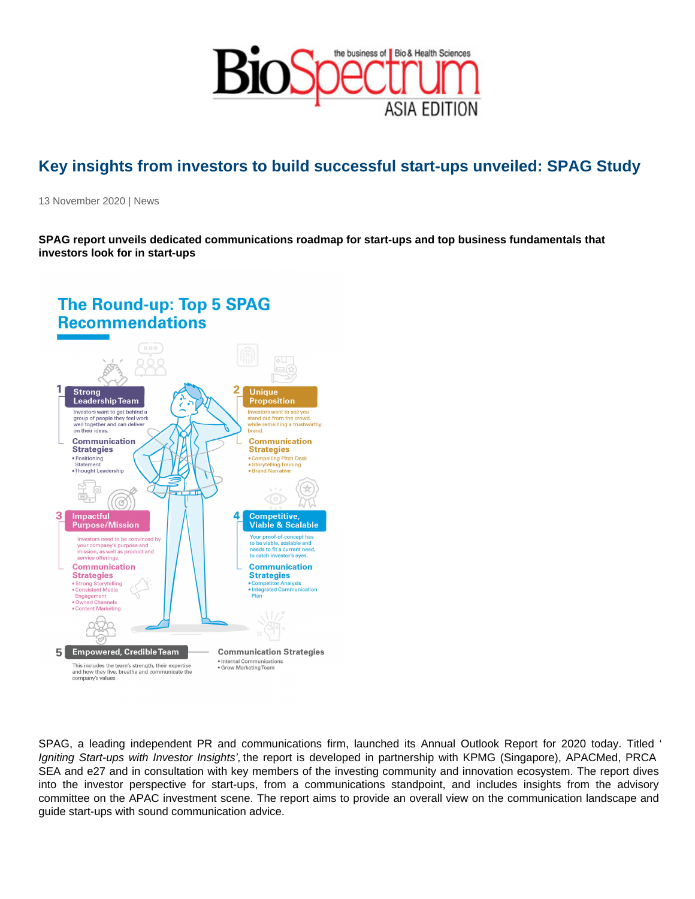# Key insights from investors to build successful start-ups unveiled: SPAG Study

13 November 2020 | News

**SPAG report unveils dedicated communications roadmap for start-ups and top business fundamentals that investors look for in start-ups**

## The Round-up: Top 5 SPAG Recommendations

**1 Strong Leadership Team**

Investors want to get behind a group of people they feel work well together and can deliver on their ideas.

Communication Strategies
- Positioning Statement
- Thought Leadership

**2 Unique Proposition**

Investors want to see you stand out from the crowd, while remaining a trustworthy brand.

Communication Strategies
- Compelling Pitch Deck
- Storytelling Training
- Brand Narrative

**3 Impactful Purpose/Mission**

Investors need to be convinced by your company's purpose and mission, as well as product and service offerings.

Communication Strategies
- Strong Storytelling
- Consistent Media Engagement
- Owned Channels
- Content Marketing

**4 Competitive, Viable & Scalable**

Your proof-of-concept has to be viable, scalable and needs to fit a current need, to catch investor's eyes.

Communication Strategies
- Competitor Analysis
- Integrated Communication Plan

**5 Empowered, Credible Team**

This includes the team's strength, their expertise and how they live, breathe and communicate the company's values

Communication Strategies
- Internal Communications
- Grow Marketing Team

SPAG, a leading independent PR and communications firm, launched its Annual Outlook Report for 2020 today. Titled '*Igniting Start-ups with Investor Insights',* the report is developed in partnership with KPMG (Singapore), APACMed, PRCA SEA and e27 and in consultation with key members of the investing community and innovation ecosystem. The report dives into the investor perspective for start-ups, from a communications standpoint, and includes insights from the advisory committee on the APAC investment scene. The report aims to provide an overall view on the communication landscape and guide start-ups with sound communication advice.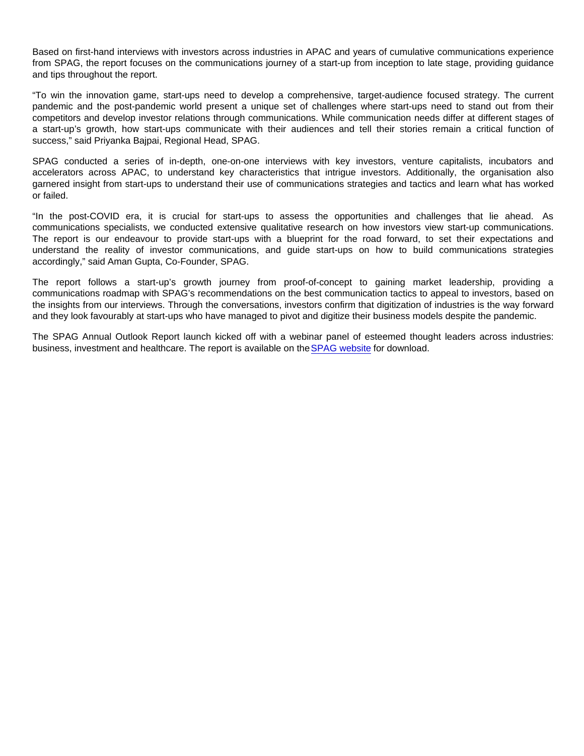Based on first-hand interviews with investors across industries in APAC and years of cumulative communications experience from SPAG, the report focuses on the communications journey of a start-up from inception to late stage, providing guidance and tips throughout the report.

"To win the innovation game, start-ups need to develop a comprehensive, target-audience focused strategy. The current pandemic and the post-pandemic world present a unique set of challenges where start-ups need to stand out from their competitors and develop investor relations through communications. While communication needs differ at different stages of a start-up's growth, how start-ups communicate with their audiences and tell their stories remain a critical function of success," said Priyanka Bajpai, Regional Head, SPAG.

SPAG conducted a series of in-depth, one-on-one interviews with key investors, venture capitalists, incubators and accelerators across APAC, to understand key characteristics that intrigue investors. Additionally, the organisation also garnered insight from start-ups to understand their use of communications strategies and tactics and learn what has worked or failed.

"In the post-COVID era, it is crucial for start-ups to assess the opportunities and challenges that lie ahead. As communications specialists, we conducted extensive qualitative research on how investors view start-up communications. The report is our endeavour to provide start-ups with a blueprint for the road forward, to set their expectations and understand the reality of investor communications, and guide start-ups on how to build communications strategies accordingly," said Aman Gupta, Co-Founder, SPAG.

The report follows a start-up's growth journey from proof-of-concept to gaining market leadership, providing a communications roadmap with SPAG's recommendations on the best communication tactics to appeal to investors, based on the insights from our interviews. Through the conversations, investors confirm that digitization of industries is the way forward and they look favourably at start-ups who have managed to pivot and digitize their business models despite the pandemic.

The SPAG Annual Outlook Report launch kicked off with a webinar panel of esteemed thought leaders across industries: business, investment and healthcare. The report is available on the SPAG website for download.